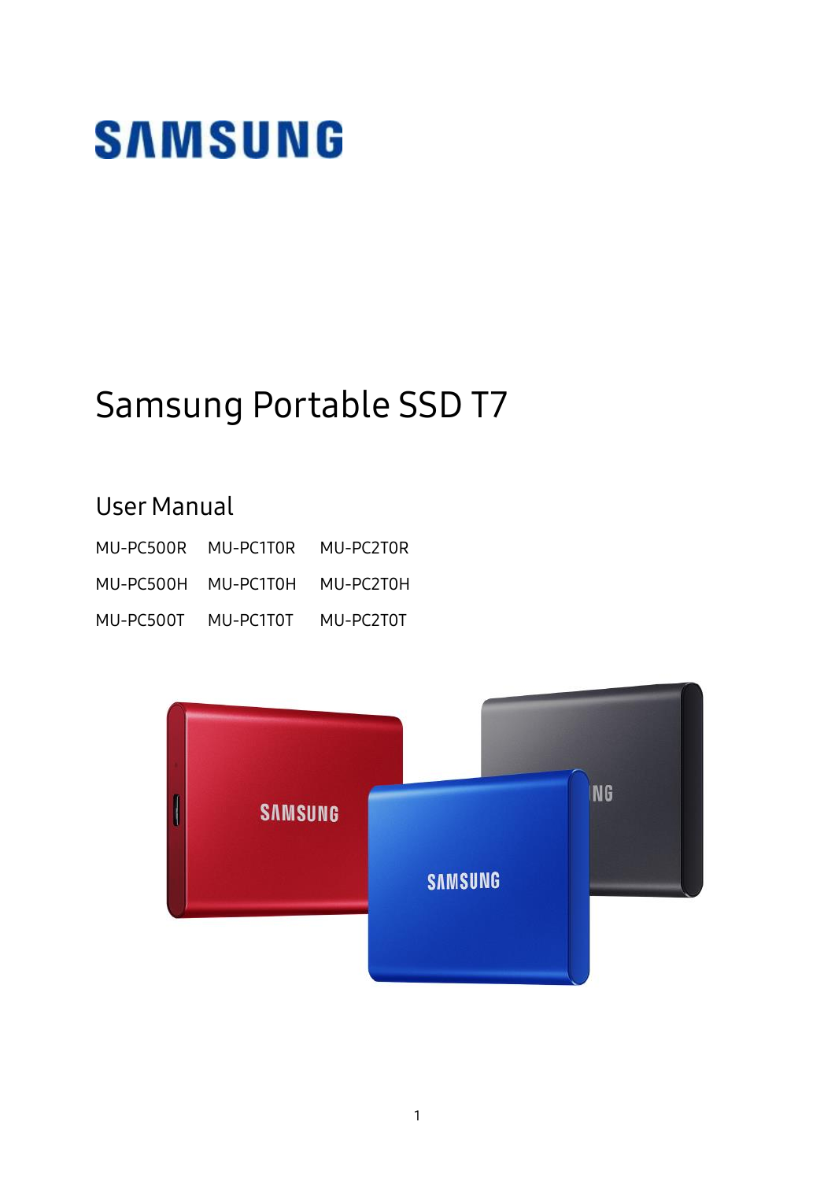SAMSUNG

# Samsung Portable SSD T7

## User Manual

| | | |
|---|---|---|
| MU-PC500R | MU-PC1T0R | MU-PC2T0R |
| MU-PC500H | MU-PC1T0H | MU-PC2T0H |
| MU-PC500T | MU-PC1T0T | MU-PC2T0T |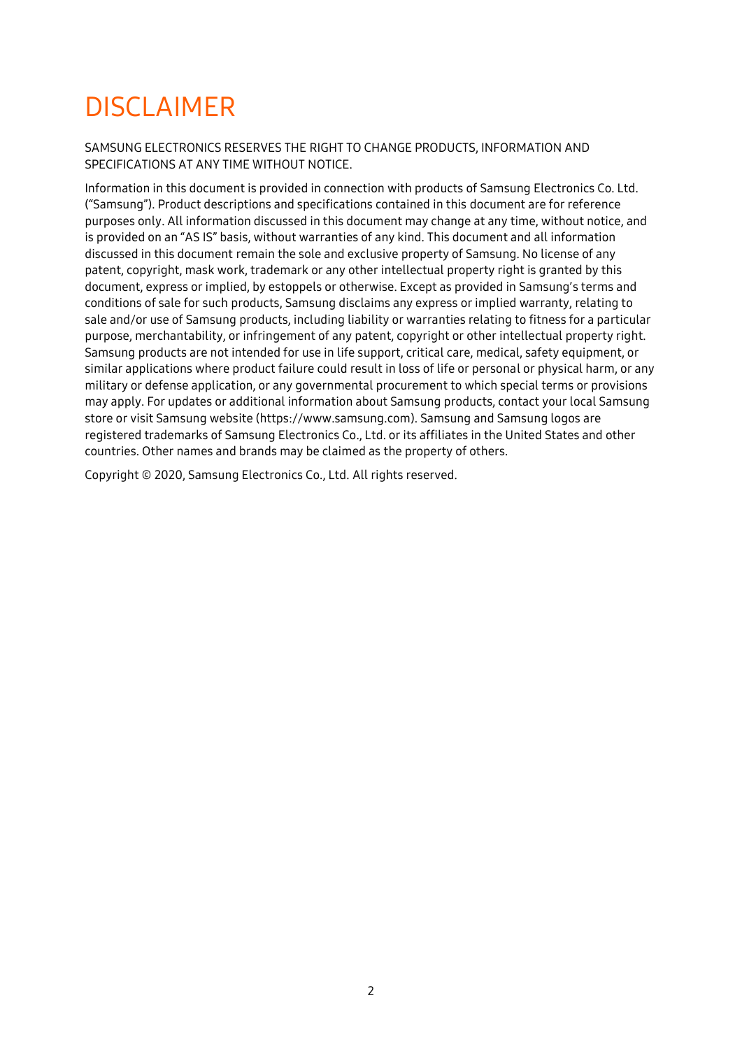# DISCLAIMER

SAMSUNG ELECTRONICS RESERVES THE RIGHT TO CHANGE PRODUCTS, INFORMATION AND SPECIFICATIONS AT ANY TIME WITHOUT NOTICE.

Information in this document is provided in connection with products of Samsung Electronics Co. Ltd. ("Samsung"). Product descriptions and specifications contained in this document are for reference purposes only. All information discussed in this document may change at any time, without notice, and is provided on an "AS IS" basis, without warranties of any kind. This document and all information discussed in this document remain the sole and exclusive property of Samsung. No license of any patent, copyright, mask work, trademark or any other intellectual property right is granted by this document, express or implied, by estoppels or otherwise. Except as provided in Samsung's terms and conditions of sale for such products, Samsung disclaims any express or implied warranty, relating to sale and/or use of Samsung products, including liability or warranties relating to fitness for a particular purpose, merchantability, or infringement of any patent, copyright or other intellectual property right. Samsung products are not intended for use in life support, critical care, medical, safety equipment, or similar applications where product failure could result in loss of life or personal or physical harm, or any military or defense application, or any governmental procurement to which special terms or provisions may apply. For updates or additional information about Samsung products, contact your local Samsung store or visit Samsung website (https://www.samsung.com). Samsung and Samsung logos are registered trademarks of Samsung Electronics Co., Ltd. or its affiliates in the United States and other countries. Other names and brands may be claimed as the property of others.

Copyright © 2020, Samsung Electronics Co., Ltd. All rights reserved.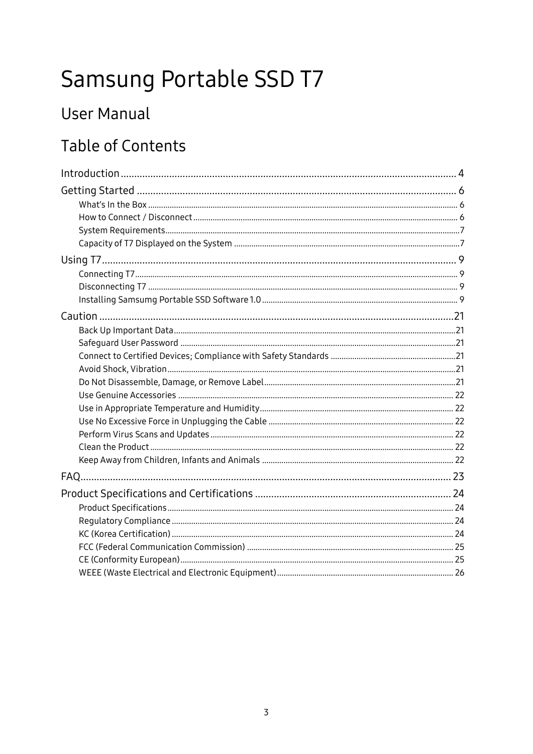# Samsung Portable SSD T7

## User Manual

## Table of Contents

- Introduction ........ 4
- Getting Started ........ 6
  - What's In the Box ........ 6
  - How to Connect / Disconnect ........ 6
  - System Requirements ........ 7
  - Capacity of T7 Displayed on the System ........ 7
- Using T7 ........ 9
  - Connecting T7 ........ 9
  - Disconnecting T7 ........ 9
  - Installing Samsumg Portable SSD Software 1.0 ........ 9
- Caution ........ 21
  - Back Up Important Data ........ 21
  - Safeguard User Password ........ 21
  - Connect to Certified Devices; Compliance with Safety Standards ........ 21
  - Avoid Shock, Vibration ........ 21
  - Do Not Disassemble, Damage, or Remove Label ........ 21
  - Use Genuine Accessories ........ 22
  - Use in Appropriate Temperature and Humidity ........ 22
  - Use No Excessive Force in Unplugging the Cable ........ 22
  - Perform Virus Scans and Updates ........ 22
  - Clean the Product ........ 22
  - Keep Away from Children, Infants and Animals ........ 22
- FAQ ........ 23
- Product Specifications and Certifications ........ 24
  - Product Specifications ........ 24
  - Regulatory Compliance ........ 24
  - KC (Korea Certification) ........ 24
  - FCC (Federal Communication Commission) ........ 25
  - CE (Conformity European) ........ 25
  - WEEE (Waste Electrical and Electronic Equipment) ........ 26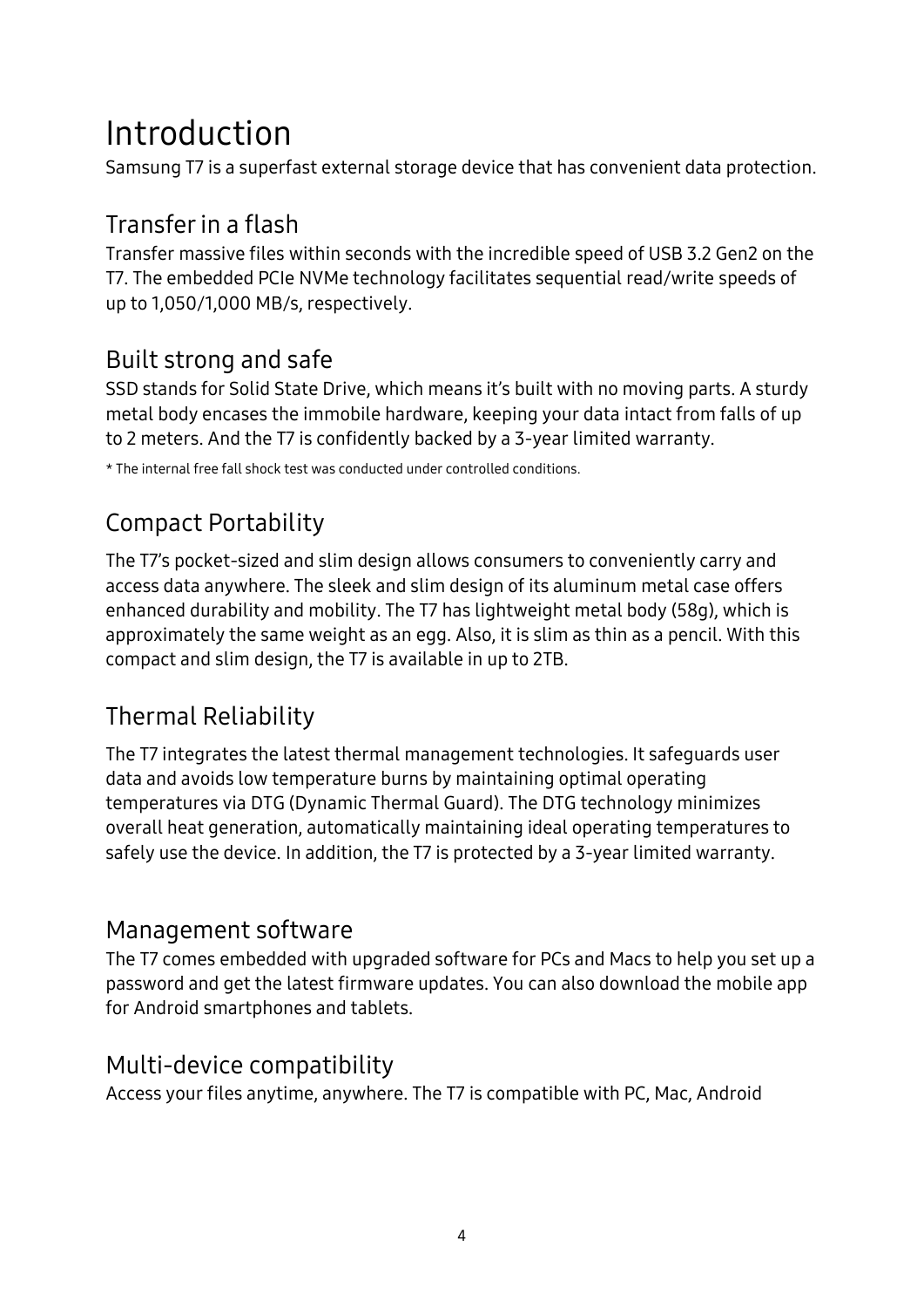# Introduction

Samsung T7 is a superfast external storage device that has convenient data protection.

## Transfer in a flash

Transfer massive files within seconds with the incredible speed of USB 3.2 Gen2 on the T7. The embedded PCIe NVMe technology facilitates sequential read/write speeds of up to 1,050/1,000 MB/s, respectively.

## Built strong and safe

SSD stands for Solid State Drive, which means it's built with no moving parts. A sturdy metal body encases the immobile hardware, keeping your data intact from falls of up to 2 meters. And the T7 is confidently backed by a 3-year limited warranty.

* The internal free fall shock test was conducted under controlled conditions.

## Compact Portability

The T7's pocket-sized and slim design allows consumers to conveniently carry and access data anywhere. The sleek and slim design of its aluminum metal case offers enhanced durability and mobility. The T7 has lightweight metal body (58g), which is approximately the same weight as an egg. Also, it is slim as thin as a pencil. With this compact and slim design, the T7 is available in up to 2TB.

## Thermal Reliability

The T7 integrates the latest thermal management technologies. It safeguards user data and avoids low temperature burns by maintaining optimal operating temperatures via DTG (Dynamic Thermal Guard). The DTG technology minimizes overall heat generation, automatically maintaining ideal operating temperatures to safely use the device. In addition, the T7 is protected by a 3-year limited warranty.

## Management software

The T7 comes embedded with upgraded software for PCs and Macs to help you set up a password and get the latest firmware updates. You can also download the mobile app for Android smartphones and tablets.

## Multi-device compatibility

Access your files anytime, anywhere. The T7 is compatible with PC, Mac, Android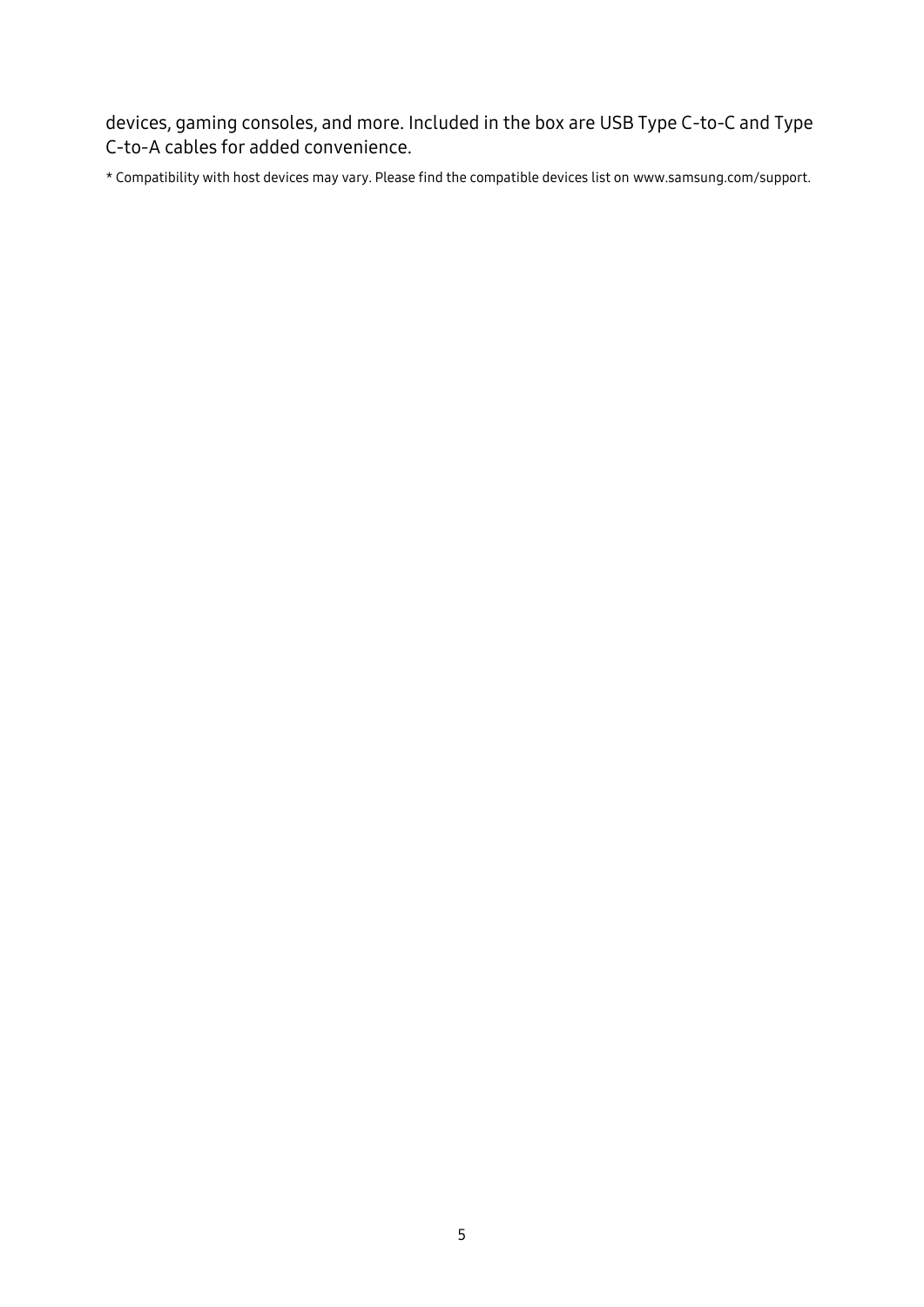devices, gaming consoles, and more. Included in the box are USB Type C-to-C and Type C-to-A cables for added convenience.

* Compatibility with host devices may vary. Please find the compatible devices list on www.samsung.com/support.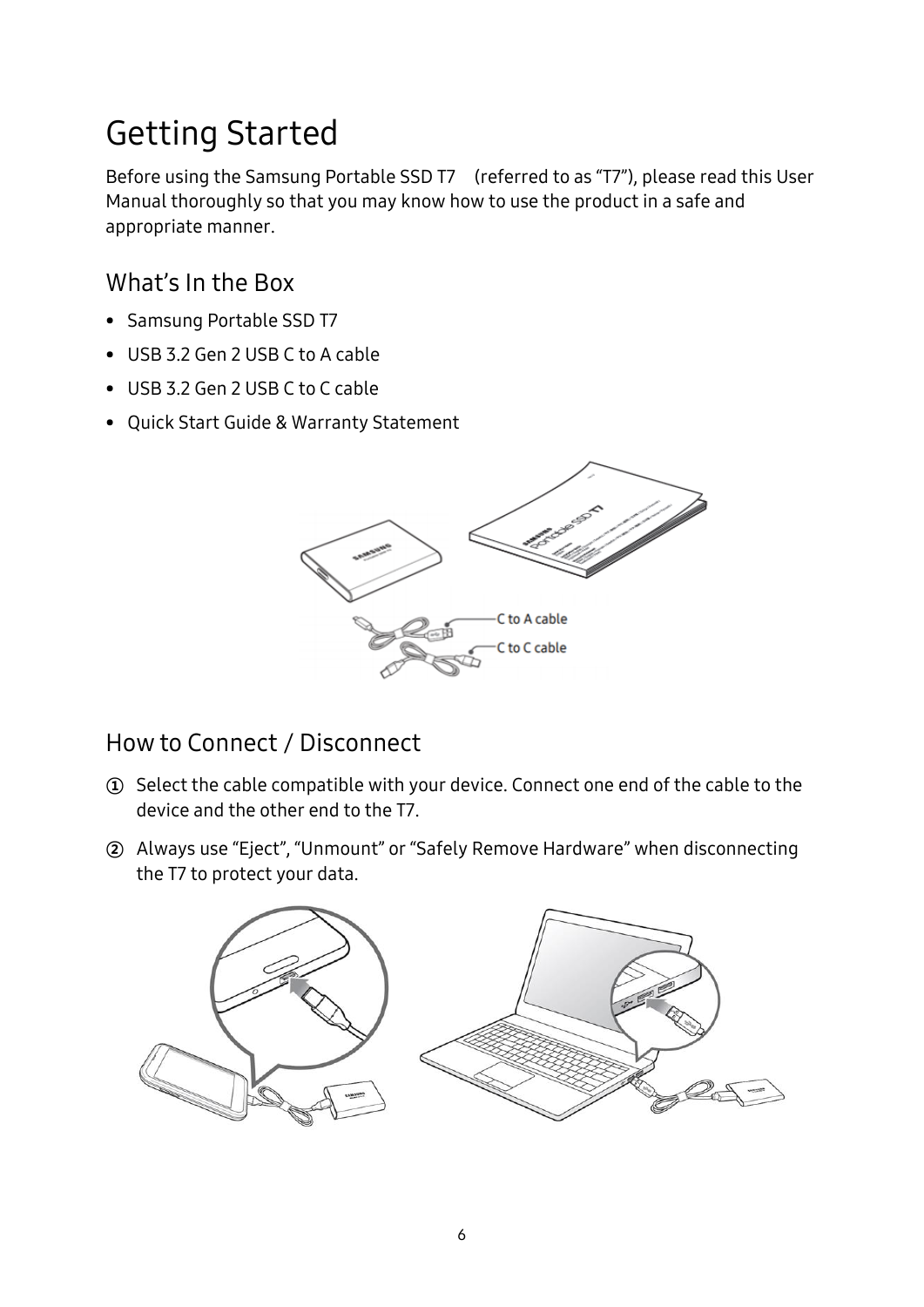# Getting Started

Before using the Samsung Portable SSD T7 (referred to as "T7"), please read this User Manual thoroughly so that you may know how to use the product in a safe and appropriate manner.

## What's In the Box

- Samsung Portable SSD T7
- USB 3.2 Gen 2 USB C to A cable
- USB 3.2 Gen 2 USB C to C cable
- Quick Start Guide & Warranty Statement

## How to Connect / Disconnect

① Select the cable compatible with your device. Connect one end of the cable to the device and the other end to the T7.

② Always use "Eject", "Unmount" or "Safely Remove Hardware" when disconnecting the T7 to protect your data.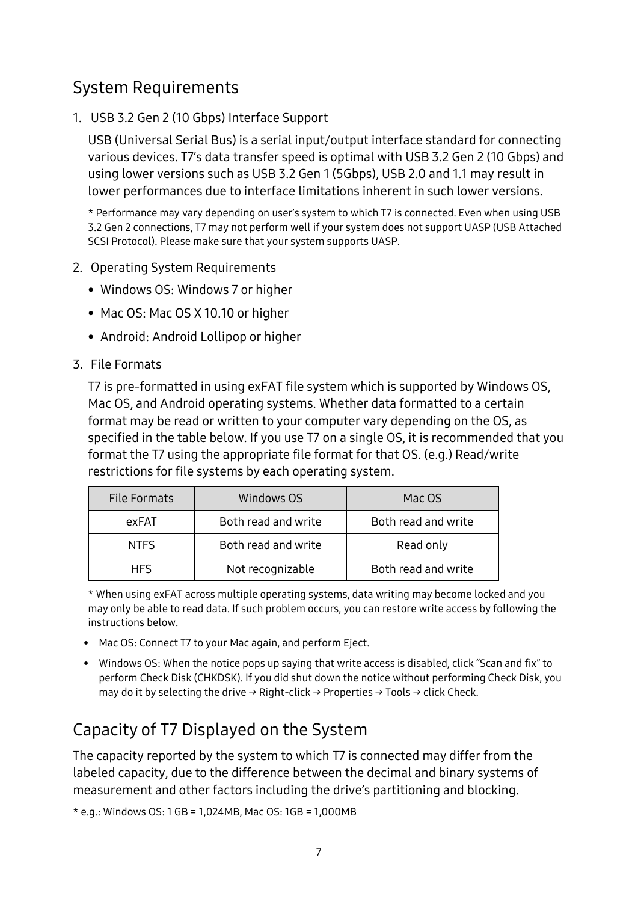## System Requirements

1. USB 3.2 Gen 2 (10 Gbps) Interface Support

   USB (Universal Serial Bus) is a serial input/output interface standard for connecting various devices. T7's data transfer speed is optimal with USB 3.2 Gen 2 (10 Gbps) and using lower versions such as USB 3.2 Gen 1 (5Gbps), USB 2.0 and 1.1 may result in lower performances due to interface limitations inherent in such lower versions.

   * Performance may vary depending on user's system to which T7 is connected. Even when using USB 3.2 Gen 2 connections, T7 may not perform well if your system does not support UASP (USB Attached SCSI Protocol). Please make sure that your system supports UASP.

2. Operating System Requirements
   - Windows OS: Windows 7 or higher
   - Mac OS: Mac OS X 10.10 or higher
   - Android: Android Lollipop or higher

3. File Formats

   T7 is pre-formatted in using exFAT file system which is supported by Windows OS, Mac OS, and Android operating systems. Whether data formatted to a certain format may be read or written to your computer vary depending on the OS, as specified in the table below. If you use T7 on a single OS, it is recommended that you format the T7 using the appropriate file format for that OS. (e.g.) Read/write restrictions for file systems by each operating system.

| File Formats | Windows OS | Mac OS |
|---|---|---|
| exFAT | Both read and write | Both read and write |
| NTFS | Both read and write | Read only |
| HFS | Not recognizable | Both read and write |

* When using exFAT across multiple operating systems, data writing may become locked and you may only be able to read data. If such problem occurs, you can restore write access by following the instructions below.

- Mac OS: Connect T7 to your Mac again, and perform Eject.
- Windows OS: When the notice pops up saying that write access is disabled, click "Scan and fix" to perform Check Disk (CHKDSK). If you did shut down the notice without performing Check Disk, you may do it by selecting the drive → Right-click → Properties → Tools → click Check.

## Capacity of T7 Displayed on the System

The capacity reported by the system to which T7 is connected may differ from the labeled capacity, due to the difference between the decimal and binary systems of measurement and other factors including the drive's partitioning and blocking.

* e.g.: Windows OS: 1 GB = 1,024MB, Mac OS: 1GB = 1,000MB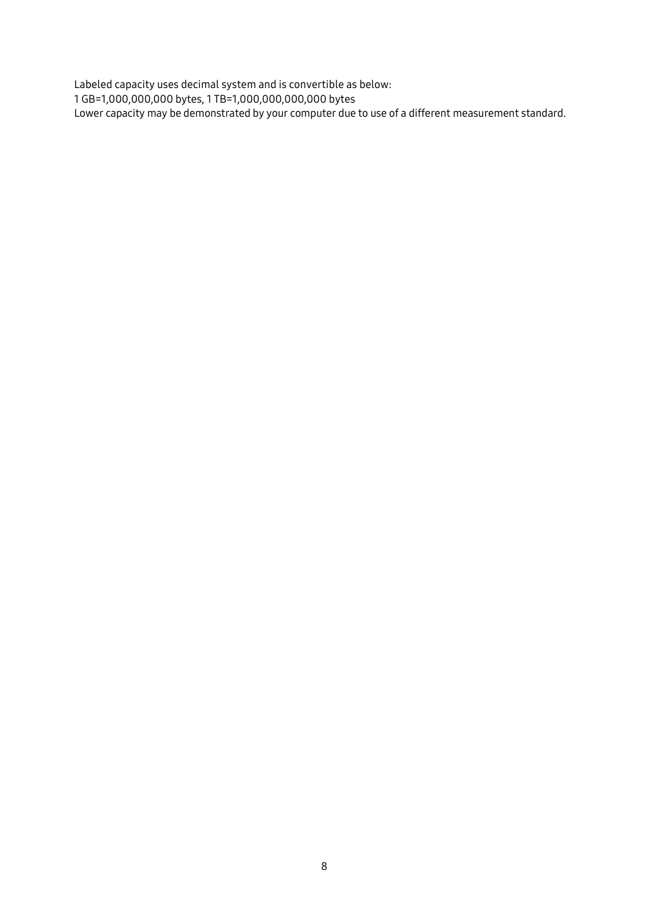Labeled capacity uses decimal system and is convertible as below:
1 GB=1,000,000,000 bytes, 1 TB=1,000,000,000,000 bytes
Lower capacity may be demonstrated by your computer due to use of a different measurement standard.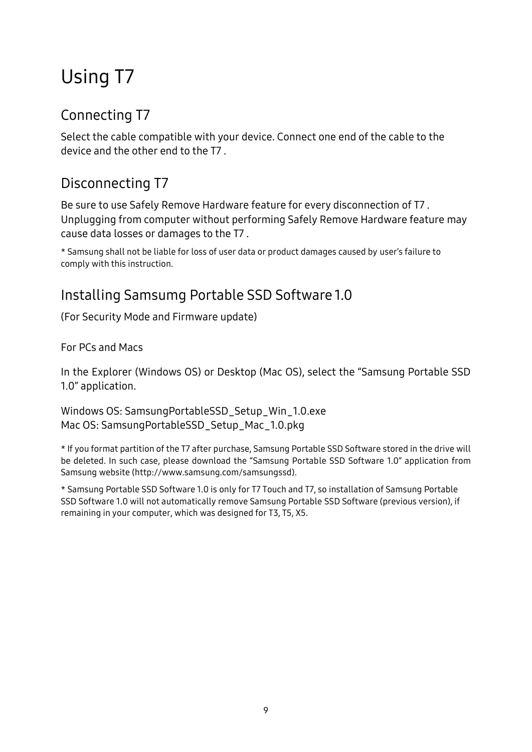# Using T7

## Connecting T7

Select the cable compatible with your device. Connect one end of the cable to the device and the other end to the T7 .

## Disconnecting T7

Be sure to use Safely Remove Hardware feature for every disconnection of T7 . Unplugging from computer without performing Safely Remove Hardware feature may cause data losses or damages to the T7 .

* Samsung shall not be liable for loss of user data or product damages caused by user's failure to comply with this instruction.

## Installing Samsumg Portable SSD Software 1.0

(For Security Mode and Firmware update)

For PCs and Macs

In the Explorer (Windows OS) or Desktop (Mac OS), select the "Samsung Portable SSD 1.0" application.

Windows OS: SamsungPortableSSD_Setup_Win_1.0.exe
Mac OS: SamsungPortableSSD_Setup_Mac_1.0.pkg

* If you format partition of the T7 after purchase, Samsung Portable SSD Software stored in the drive will be deleted. In such case, please download the "Samsung Portable SSD Software 1.0" application from Samsung website (http://www.samsung.com/samsungssd).

* Samsung Portable SSD Software 1.0 is only for T7 Touch and T7, so installation of Samsung Portable SSD Software 1.0 will not automatically remove Samsung Portable SSD Software (previous version), if remaining in your computer, which was designed for T3, T5, X5.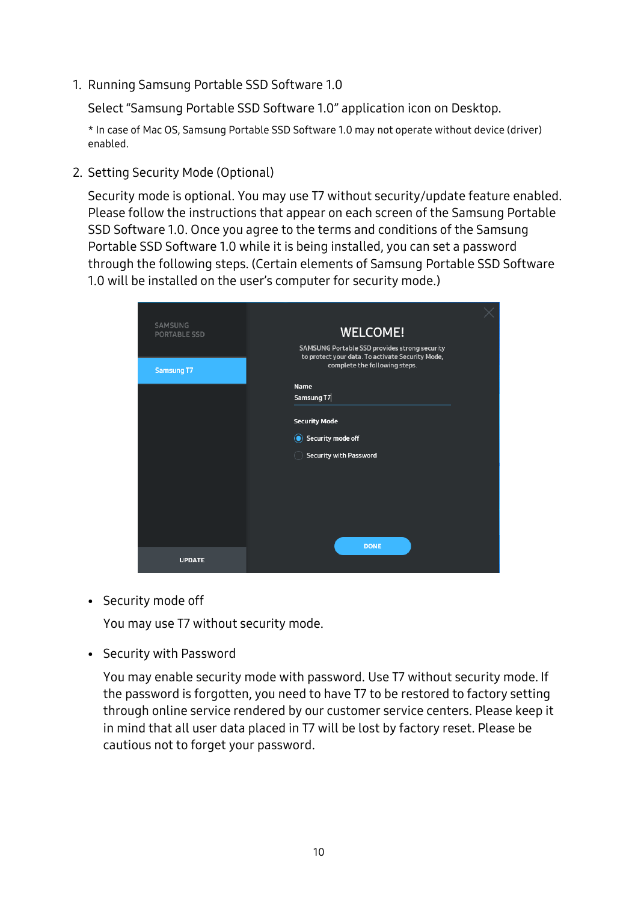1. Running Samsung Portable SSD Software 1.0

   Select "Samsung Portable SSD Software 1.0" application icon on Desktop.

   * In case of Mac OS, Samsung Portable SSD Software 1.0 may not operate without device (driver) enabled.

2. Setting Security Mode (Optional)

   Security mode is optional. You may use T7 without security/update feature enabled. Please follow the instructions that appear on each screen of the Samsung Portable SSD Software 1.0. Once you agree to the terms and conditions of the Samsung Portable SSD Software 1.0 while it is being installed, you can set a password through the following steps. (Certain elements of Samsung Portable SSD Software 1.0 will be installed on the user's computer for security mode.)

   - Security mode off

     You may use T7 without security mode.

   - Security with Password

     You may enable security mode with password. Use T7 without security mode. If the password is forgotten, you need to have T7 to be restored to factory setting through online service rendered by our customer service centers. Please keep it in mind that all user data placed in T7 will be lost by factory reset. Please be cautious not to forget your password.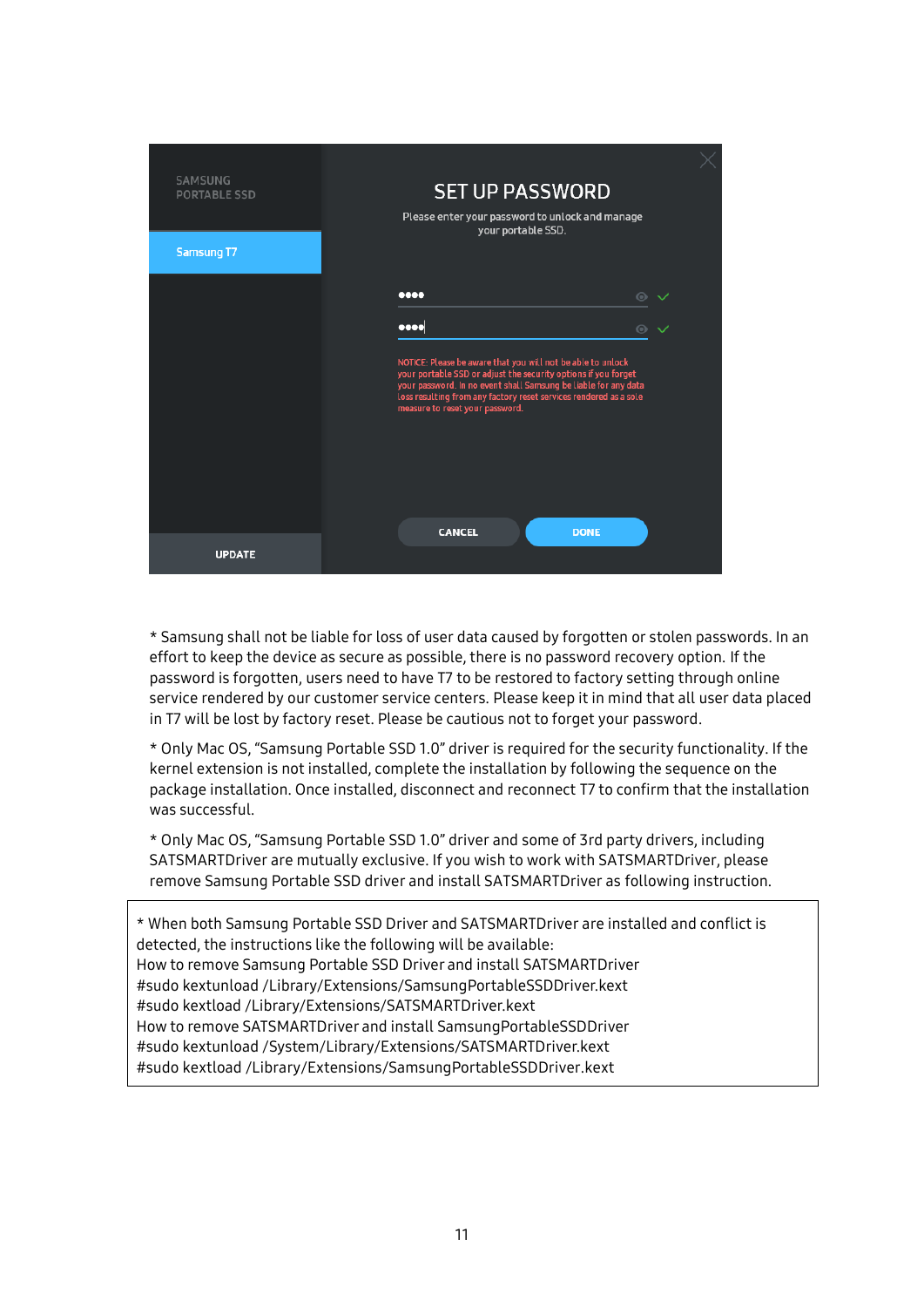* Samsung shall not be liable for loss of user data caused by forgotten or stolen passwords. In an effort to keep the device as secure as possible, there is no password recovery option. If the password is forgotten, users need to have T7 to be restored to factory setting through online service rendered by our customer service centers. Please keep it in mind that all user data placed in T7 will be lost by factory reset. Please be cautious not to forget your password.

* Only Mac OS, “Samsung Portable SSD 1.0” driver is required for the security functionality. If the kernel extension is not installed, complete the installation by following the sequence on the package installation. Once installed, disconnect and reconnect T7 to confirm that the installation was successful.

* Only Mac OS, “Samsung Portable SSD 1.0” driver and some of 3rd party drivers, including SATSMARTDriver are mutually exclusive. If you wish to work with SATSMARTDriver, please remove Samsung Portable SSD driver and install SATSMARTDriver as following instruction.

* When both Samsung Portable SSD Driver and SATSMARTDriver are installed and conflict is detected, the instructions like the following will be available:

How to remove Samsung Portable SSD Driver and install SATSMARTDriver

#sudo kextunload /Library/Extensions/SamsungPortableSSDDriver.kext

#sudo kextload /Library/Extensions/SATSMARTDriver.kext

How to remove SATSMARTDriver and install SamsungPortableSSDDriver

#sudo kextunload /System/Library/Extensions/SATSMARTDriver.kext

#sudo kextload /Library/Extensions/SamsungPortableSSDDriver.kext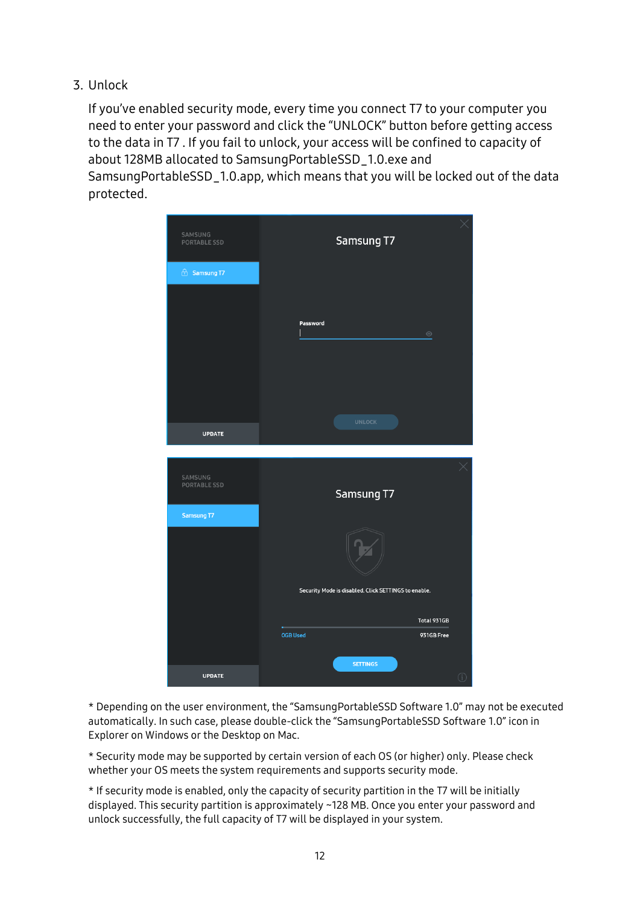3. Unlock

   If you've enabled security mode, every time you connect T7 to your computer you need to enter your password and click the "UNLOCK" button before getting access to the data in T7 . If you fail to unlock, your access will be confined to capacity of about 128MB allocated to SamsungPortableSSD_1.0.exe and SamsungPortableSSD_1.0.app, which means that you will be locked out of the data protected.

* Depending on the user environment, the "SamsungPortableSSD Software 1.0" may not be executed automatically. In such case, please double-click the "SamsungPortableSSD Software 1.0" icon in Explorer on Windows or the Desktop on Mac.

* Security mode may be supported by certain version of each OS (or higher) only. Please check whether your OS meets the system requirements and supports security mode.

* If security mode is enabled, only the capacity of security partition in the T7 will be initially displayed. This security partition is approximately ~128 MB. Once you enter your password and unlock successfully, the full capacity of T7 will be displayed in your system.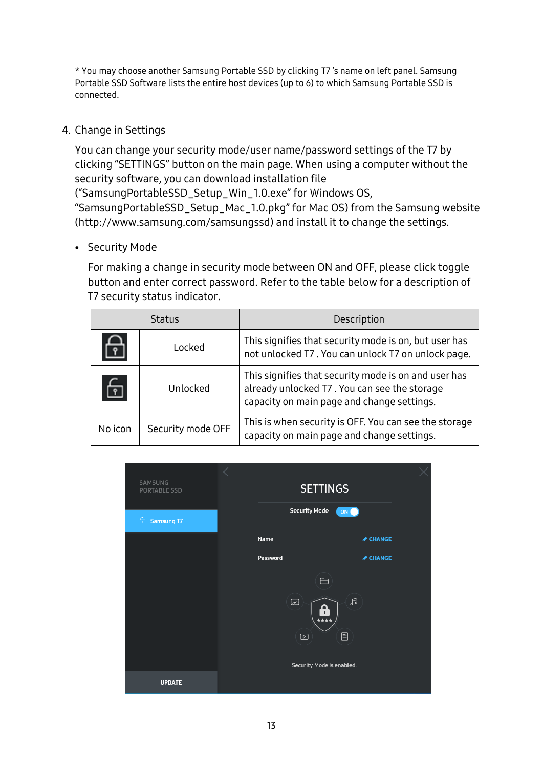* You may choose another Samsung Portable SSD by clicking T7 's name on left panel. Samsung Portable SSD Software lists the entire host devices (up to 6) to which Samsung Portable SSD is connected.

4. Change in Settings

   You can change your security mode/user name/password settings of the T7 by clicking "SETTINGS" button on the main page. When using a computer without the security software, you can download installation file ("SamsungPortableSSD_Setup_Win_1.0.exe" for Windows OS, "SamsungPortableSSD_Setup_Mac_1.0.pkg" for Mac OS) from the Samsung website (http://www.samsung.com/samsungssd) and install it to change the settings.

   - Security Mode

     For making a change in security mode between ON and OFF, please click toggle button and enter correct password. Refer to the table below for a description of T7 security status indicator.

| Status | | Description |
|---|---|---|
| | Locked | This signifies that security mode is on, but user has not unlocked T7 . You can unlock T7 on unlock page. |
| | Unlocked | This signifies that security mode is on and user has already unlocked T7 . You can see the storage capacity on main page and change settings. |
| No icon | Security mode OFF | This is when security is OFF. You can see the storage capacity on main page and change settings. |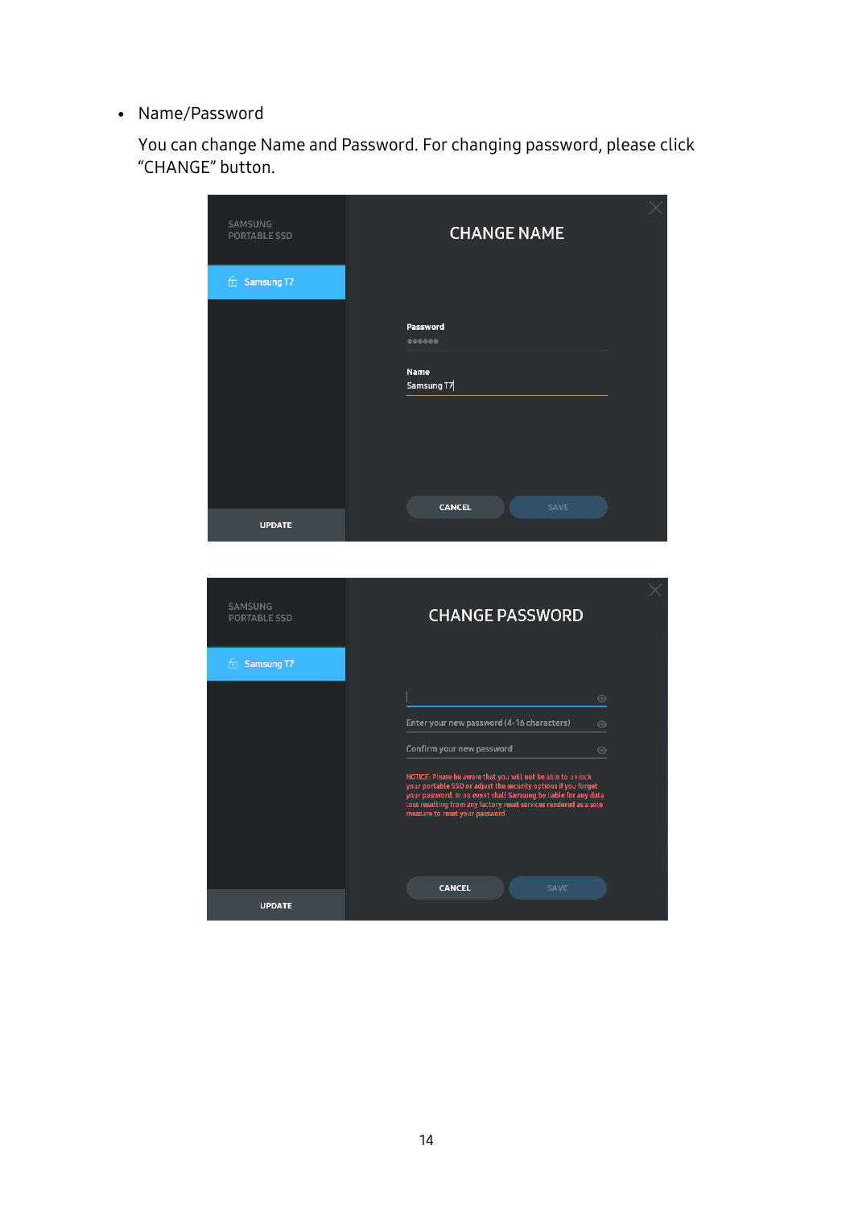- Name/Password

  You can change Name and Password. For changing password, please click "CHANGE" button.

SAMSUNG
PORTABLE SSD

Samsung T7

UPDATE

CHANGE NAME

Password

●●●●●●

Name

Samsung T7

CANCEL SAVE

SAMSUNG
PORTABLE SSD

Samsung T7

UPDATE

CHANGE PASSWORD

Enter your new password (4-16 characters)

Confirm your new password

NOTICE: Please be aware that you will not be able to unlock your portable SSD or adjust the security options if you forget your password. In no event shall Samsung be liable for any data loss resulting from any factory reset services rendered as a sole measure to reset your password.

CANCEL SAVE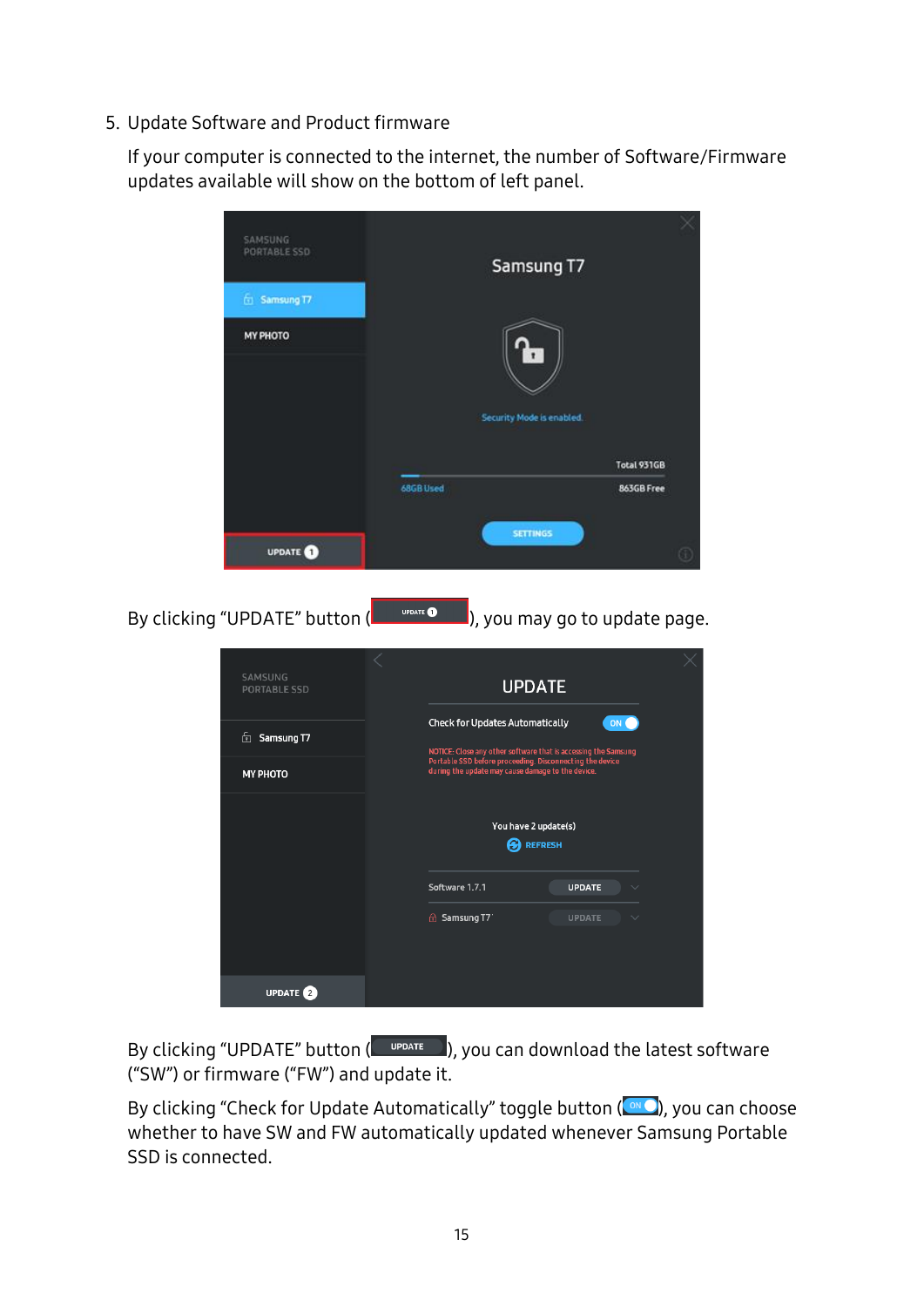5. Update Software and Product firmware

   If your computer is connected to the internet, the number of Software/Firmware updates available will show on the bottom of left panel.

   By clicking "UPDATE" button ( UPDATE 1 ), you may go to update page.

   By clicking "UPDATE" button ( UPDATE ), you can download the latest software ("SW") or firmware ("FW") and update it.

   By clicking "Check for Update Automatically" toggle button ( ON ), you can choose whether to have SW and FW automatically updated whenever Samsung Portable SSD is connected.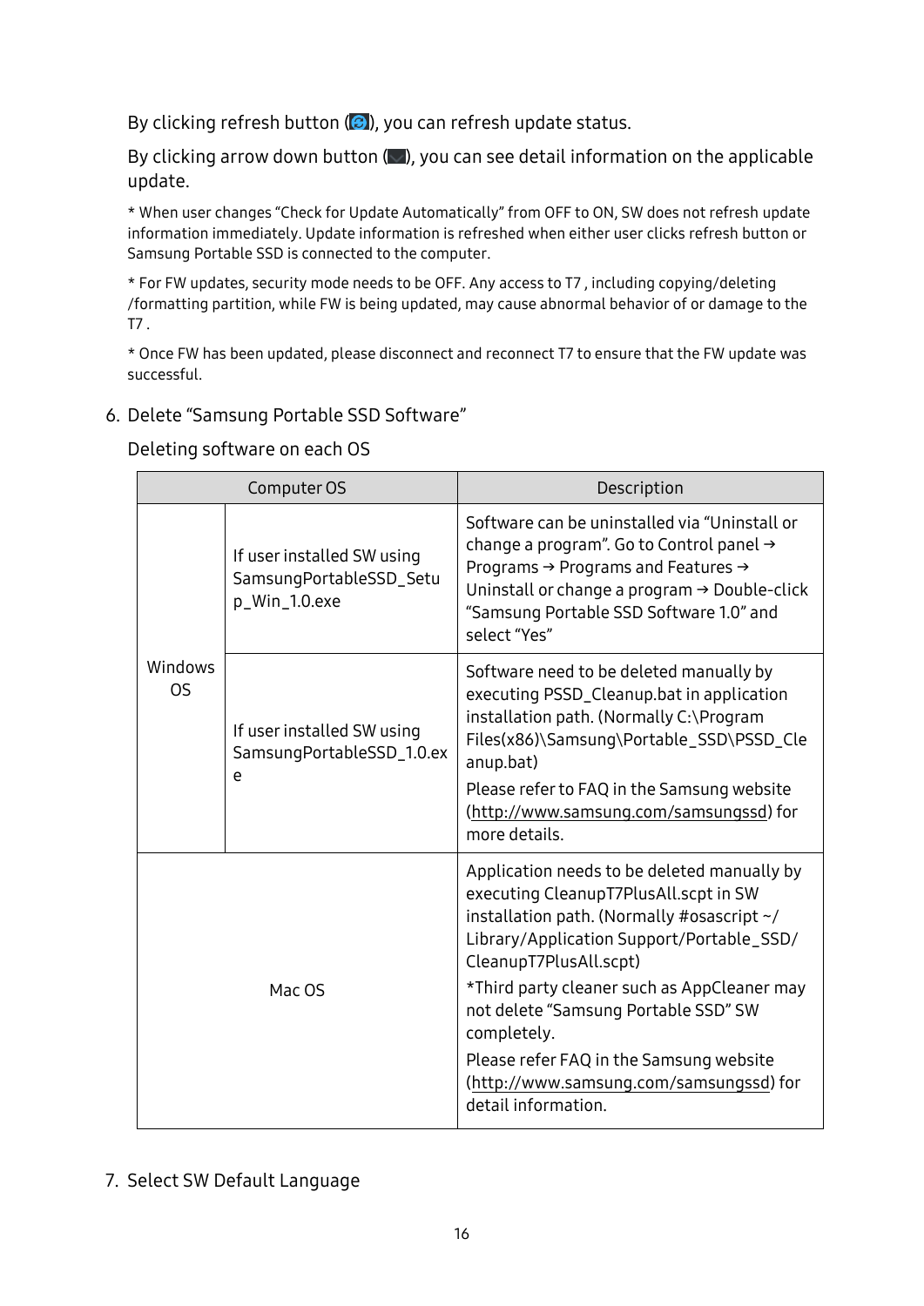By clicking refresh button (), you can refresh update status.

By clicking arrow down button (), you can see detail information on the applicable update.

* When user changes "Check for Update Automatically" from OFF to ON, SW does not refresh update information immediately. Update information is refreshed when either user clicks refresh button or Samsung Portable SSD is connected to the computer.

* For FW updates, security mode needs to be OFF. Any access to T7 , including copying/deleting /formatting partition, while FW is being updated, may cause abnormal behavior of or damage to the T7 .

* Once FW has been updated, please disconnect and reconnect T7 to ensure that the FW update was successful.

6. Delete "Samsung Portable SSD Software"

   Deleting software on each OS

| Computer OS | | Description |
|---|---|---|
| Windows OS | If user installed SW using SamsungPortableSSD_Setup_Win_1.0.exe | Software can be uninstalled via "Uninstall or change a program". Go to Control panel → Programs → Programs and Features → Uninstall or change a program → Double-click "Samsung Portable SSD Software 1.0" and select "Yes" |
| | If user installed SW using SamsungPortableSSD_1.0.exe | Software need to be deleted manually by executing PSSD_Cleanup.bat in application installation path. (Normally C:\Program Files(x86)\Samsung\Portable_SSD\PSSD_Cleanup.bat)<br>Please refer to FAQ in the Samsung website (http://www.samsung.com/samsungssd) for more details. |
| Mac OS | | Application needs to be deleted manually by executing CleanupT7PlusAll.scpt in SW installation path. (Normally #osascript ~/Library/Application Support/Portable_SSD/CleanupT7PlusAll.scpt)<br>*Third party cleaner such as AppCleaner may not delete "Samsung Portable SSD" SW completely.<br>Please refer FAQ in the Samsung website (http://www.samsung.com/samsungssd) for detail information. |

7. Select SW Default Language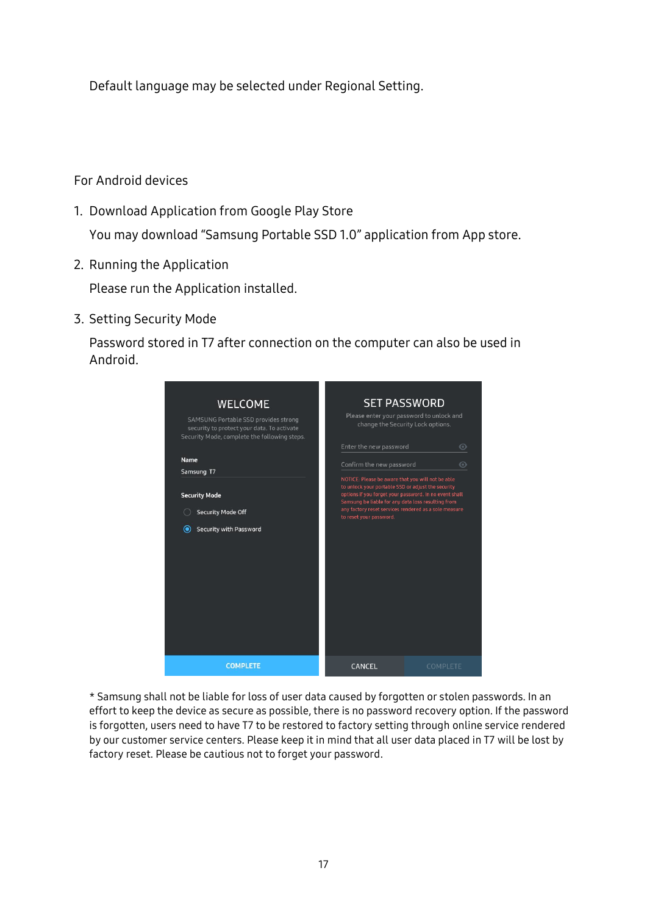Default language may be selected under Regional Setting.

For Android devices

1. Download Application from Google Play Store

   You may download “Samsung Portable SSD 1.0” application from App store.

2. Running the Application

   Please run the Application installed.

3. Setting Security Mode

   Password stored in T7 after connection on the computer can also be used in Android.

* Samsung shall not be liable for loss of user data caused by forgotten or stolen passwords. In an effort to keep the device as secure as possible, there is no password recovery option. If the password is forgotten, users need to have T7 to be restored to factory setting through online service rendered by our customer service centers. Please keep it in mind that all user data placed in T7 will be lost by factory reset. Please be cautious not to forget your password.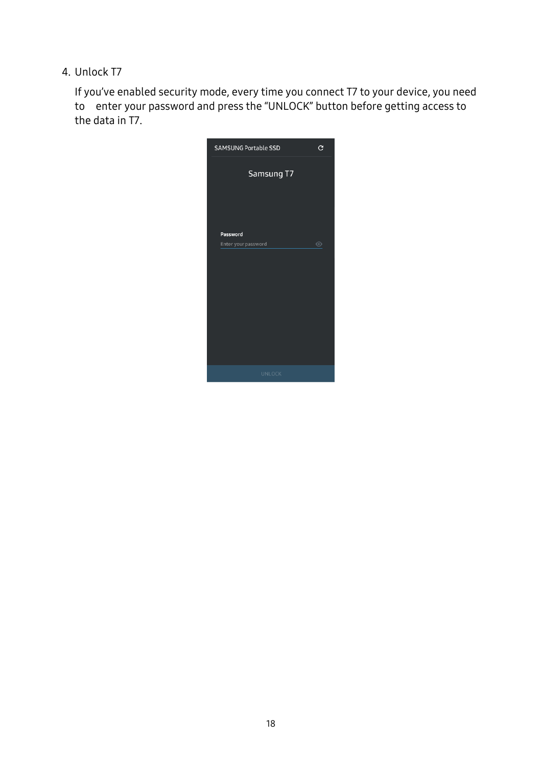4. Unlock T7

   If you've enabled security mode, every time you connect T7 to your device, you need to enter your password and press the "UNLOCK" button before getting access to the data in T7.

SAMSUNG Portable SSD

Samsung T7

Password

Enter your password

UNLOCK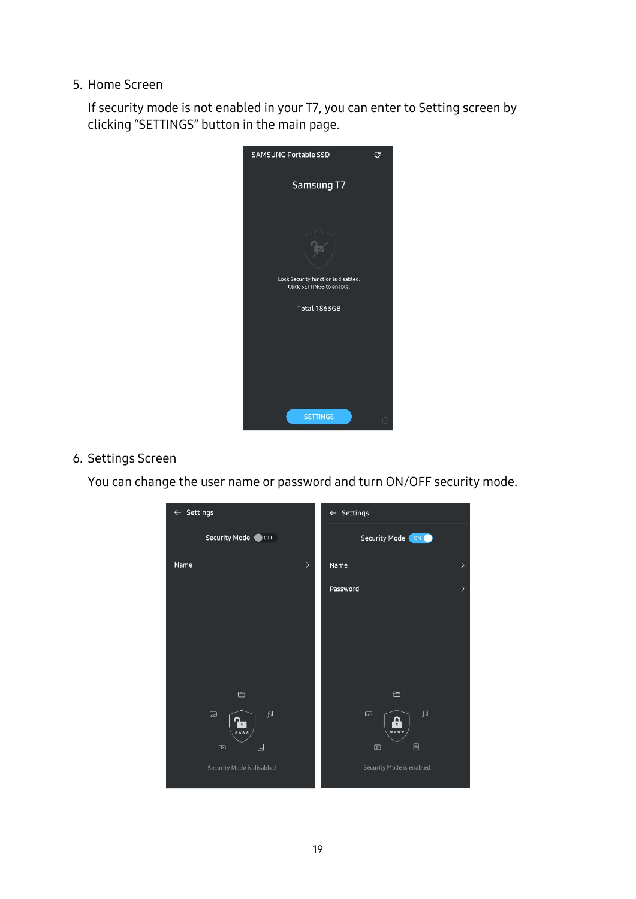5. Home Screen

   If security mode is not enabled in your T7, you can enter to Setting screen by clicking “SETTINGS” button in the main page.

6. Settings Screen

   You can change the user name or password and turn ON/OFF security mode.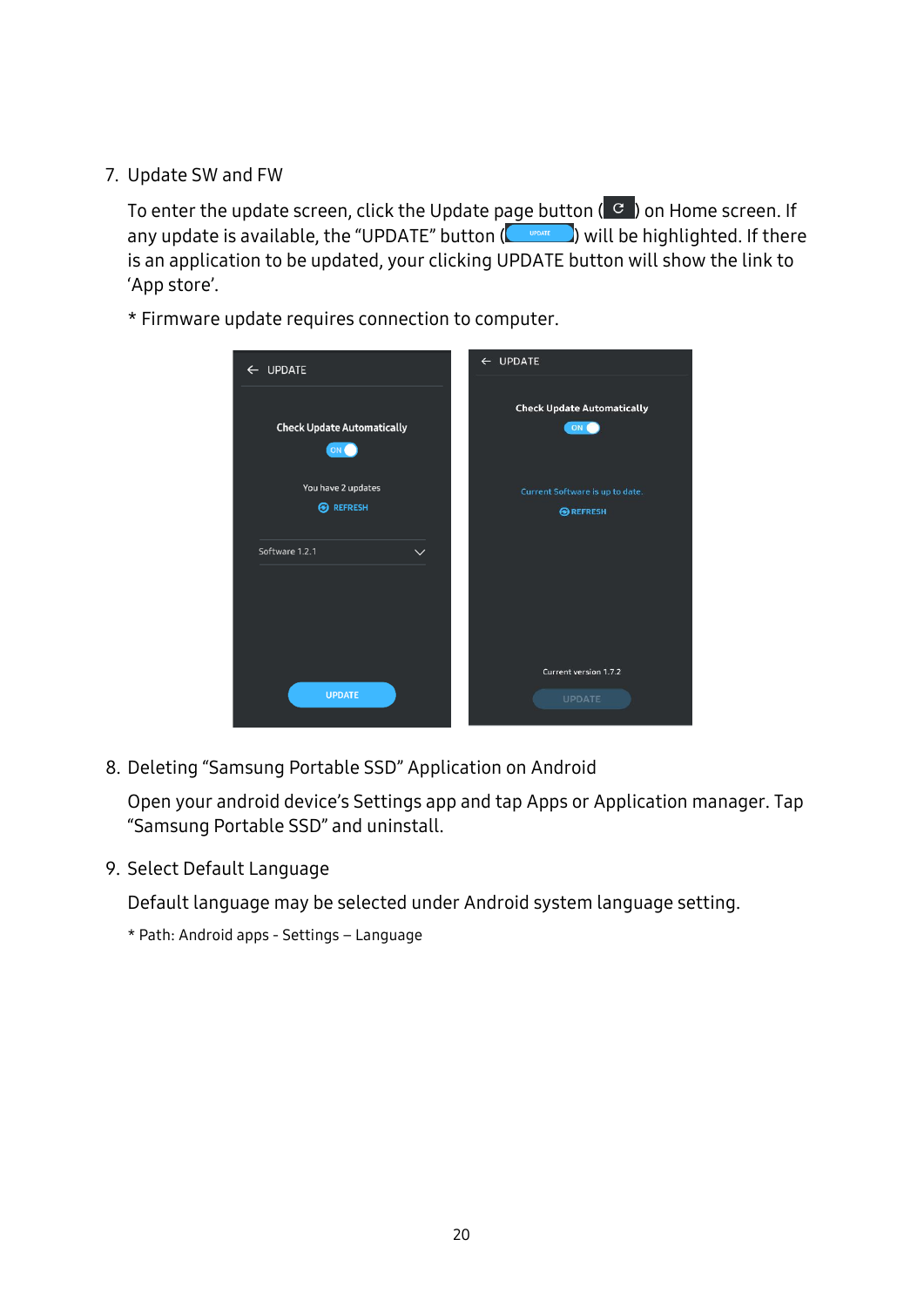7. Update SW and FW

   To enter the update screen, click the Update page button ( ) on Home screen. If any update is available, the “UPDATE” button ( ) will be highlighted. If there is an application to be updated, your clicking UPDATE button will show the link to ‘App store’.

   * Firmware update requires connection to computer.

8. Deleting “Samsung Portable SSD” Application on Android

   Open your android device’s Settings app and tap Apps or Application manager. Tap “Samsung Portable SSD” and uninstall.

9. Select Default Language

   Default language may be selected under Android system language setting.

   * Path: Android apps - Settings – Language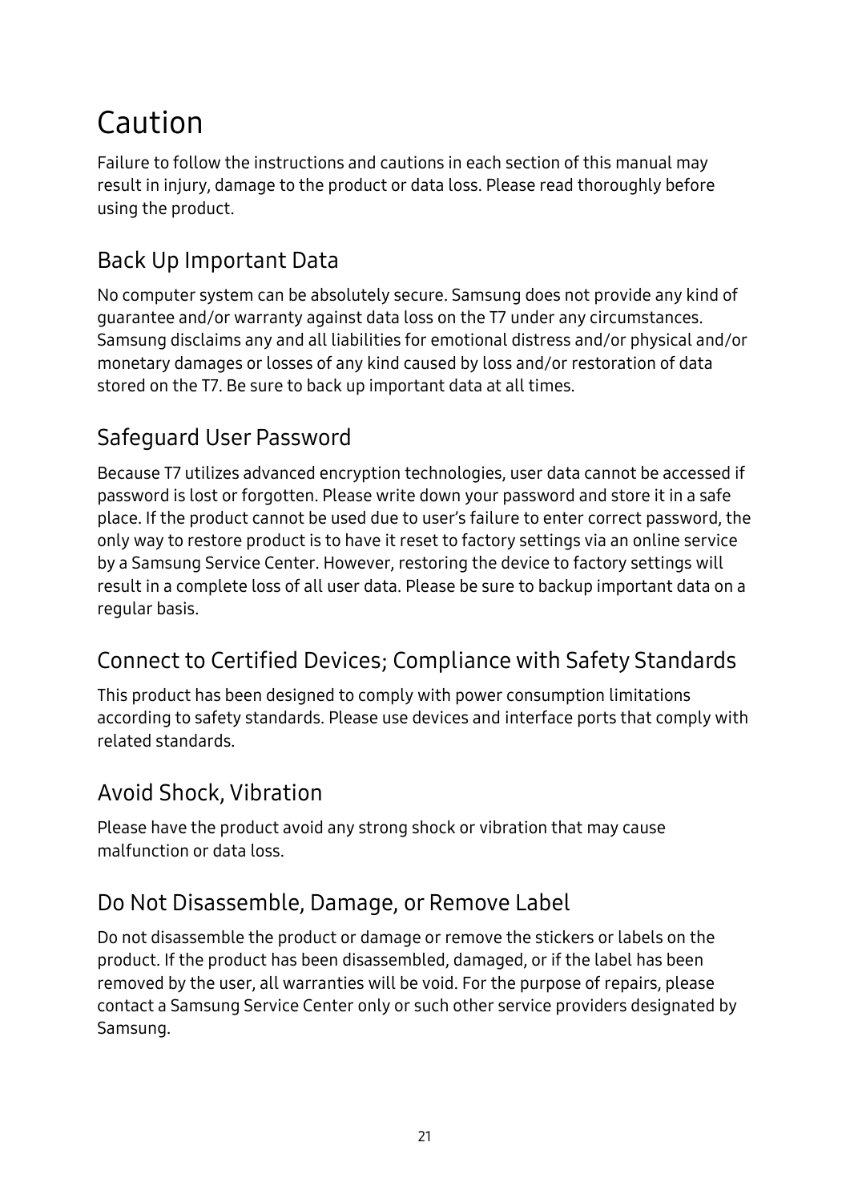# Caution

Failure to follow the instructions and cautions in each section of this manual may result in injury, damage to the product or data loss. Please read thoroughly before using the product.

## Back Up Important Data

No computer system can be absolutely secure. Samsung does not provide any kind of guarantee and/or warranty against data loss on the T7 under any circumstances. Samsung disclaims any and all liabilities for emotional distress and/or physical and/or monetary damages or losses of any kind caused by loss and/or restoration of data stored on the T7. Be sure to back up important data at all times.

## Safeguard User Password

Because T7 utilizes advanced encryption technologies, user data cannot be accessed if password is lost or forgotten. Please write down your password and store it in a safe place. If the product cannot be used due to user's failure to enter correct password, the only way to restore product is to have it reset to factory settings via an online service by a Samsung Service Center. However, restoring the device to factory settings will result in a complete loss of all user data. Please be sure to backup important data on a regular basis.

## Connect to Certified Devices; Compliance with Safety Standards

This product has been designed to comply with power consumption limitations according to safety standards. Please use devices and interface ports that comply with related standards.

## Avoid Shock, Vibration

Please have the product avoid any strong shock or vibration that may cause malfunction or data loss.

## Do Not Disassemble, Damage, or Remove Label

Do not disassemble the product or damage or remove the stickers or labels on the product. If the product has been disassembled, damaged, or if the label has been removed by the user, all warranties will be void. For the purpose of repairs, please contact a Samsung Service Center only or such other service providers designated by Samsung.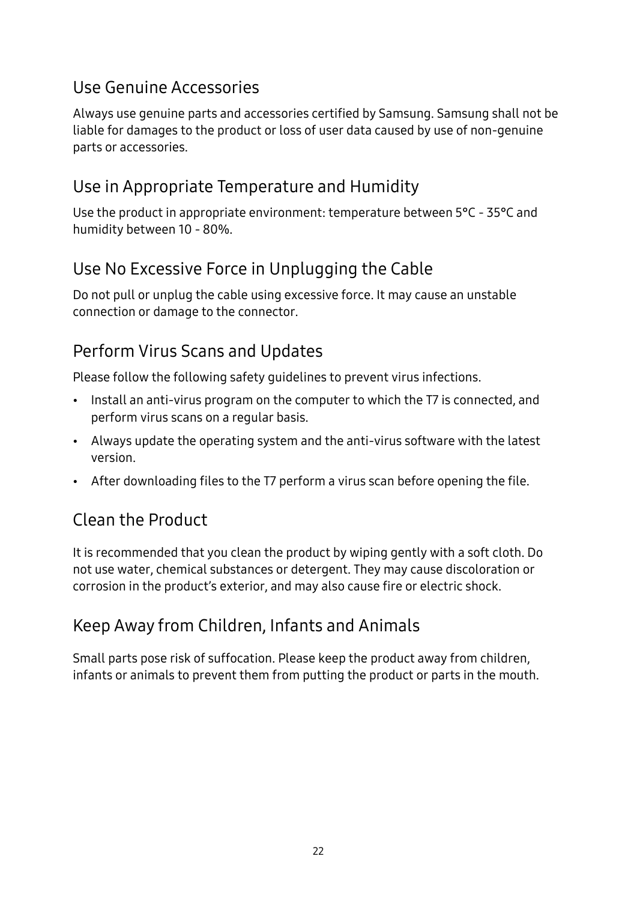## Use Genuine Accessories

Always use genuine parts and accessories certified by Samsung. Samsung shall not be liable for damages to the product or loss of user data caused by use of non-genuine parts or accessories.

## Use in Appropriate Temperature and Humidity

Use the product in appropriate environment: temperature between 5°C - 35°C and humidity between 10 - 80%.

## Use No Excessive Force in Unplugging the Cable

Do not pull or unplug the cable using excessive force. It may cause an unstable connection or damage to the connector.

## Perform Virus Scans and Updates

Please follow the following safety guidelines to prevent virus infections.

- Install an anti-virus program on the computer to which the T7 is connected, and perform virus scans on a regular basis.
- Always update the operating system and the anti-virus software with the latest version.
- After downloading files to the T7 perform a virus scan before opening the file.

## Clean the Product

It is recommended that you clean the product by wiping gently with a soft cloth. Do not use water, chemical substances or detergent. They may cause discoloration or corrosion in the product's exterior, and may also cause fire or electric shock.

## Keep Away from Children, Infants and Animals

Small parts pose risk of suffocation. Please keep the product away from children, infants or animals to prevent them from putting the product or parts in the mouth.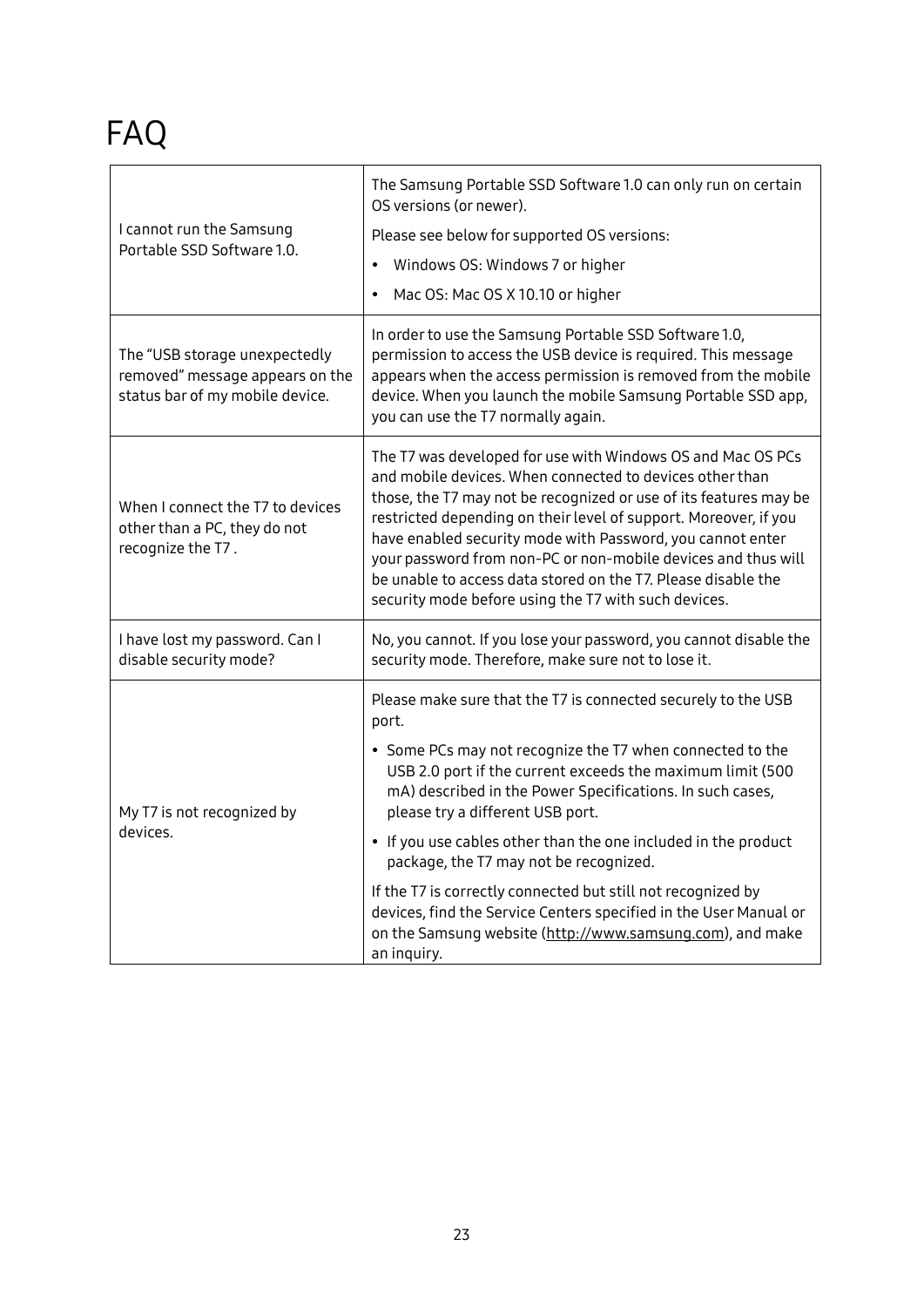# FAQ

| | |
|---|---|
| I cannot run the Samsung Portable SSD Software 1.0. | The Samsung Portable SSD Software 1.0 can only run on certain OS versions (or newer).<br>Please see below for supported OS versions:<br>• Windows OS: Windows 7 or higher<br>• Mac OS: Mac OS X 10.10 or higher |
| The "USB storage unexpectedly removed" message appears on the status bar of my mobile device. | In order to use the Samsung Portable SSD Software 1.0, permission to access the USB device is required. This message appears when the access permission is removed from the mobile device. When you launch the mobile Samsung Portable SSD app, you can use the T7 normally again. |
| When I connect the T7 to devices other than a PC, they do not recognize the T7 . | The T7 was developed for use with Windows OS and Mac OS PCs and mobile devices. When connected to devices other than those, the T7 may not be recognized or use of its features may be restricted depending on their level of support. Moreover, if you have enabled security mode with Password, you cannot enter your password from non-PC or non-mobile devices and thus will be unable to access data stored on the T7. Please disable the security mode before using the T7 with such devices. |
| I have lost my password. Can I disable security mode? | No, you cannot. If you lose your password, you cannot disable the security mode. Therefore, make sure not to lose it. |
| My T7 is not recognized by devices. | Please make sure that the T7 is connected securely to the USB port.<br>• Some PCs may not recognize the T7 when connected to the USB 2.0 port if the current exceeds the maximum limit (500 mA) described in the Power Specifications. In such cases, please try a different USB port.<br>• If you use cables other than the one included in the product package, the T7 may not be recognized.<br>If the T7 is correctly connected but still not recognized by devices, find the Service Centers specified in the User Manual or on the Samsung website (http://www.samsung.com), and make an inquiry. |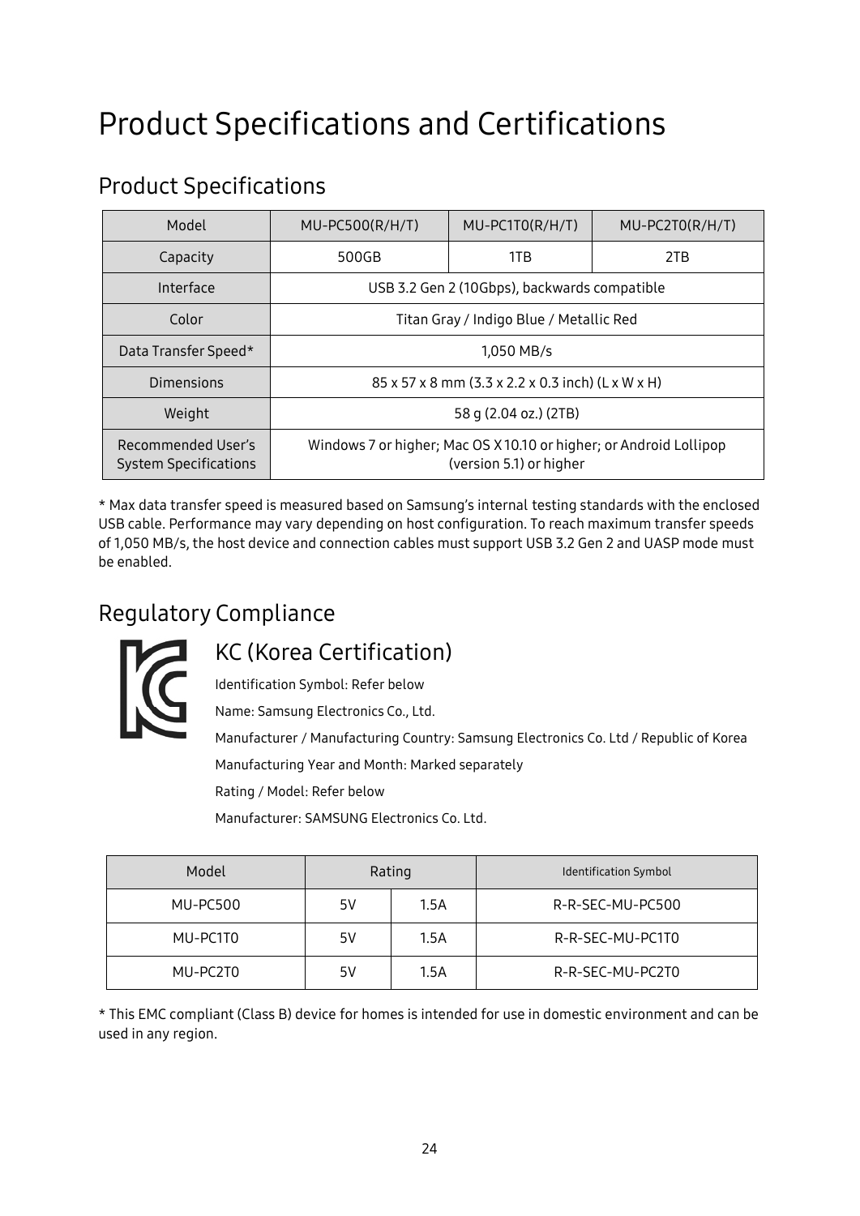# Product Specifications and Certifications

## Product Specifications

| Model | MU-PC500(R/H/T) | MU-PC1T0(R/H/T) | MU-PC2T0(R/H/T) |
|---|---|---|---|
| Capacity | 500GB | 1TB | 2TB |
| Interface | USB 3.2 Gen 2 (10Gbps), backwards compatible | | |
| Color | Titan Gray / Indigo Blue / Metallic Red | | |
| Data Transfer Speed* | 1,050 MB/s | | |
| Dimensions | 85 x 57 x 8 mm (3.3 x 2.2 x 0.3 inch) (L x W x H) | | |
| Weight | 58 g (2.04 oz.) (2TB) | | |
| Recommended User's System Specifications | Windows 7 or higher; Mac OS X10.10 or higher; or Android Lollipop (version 5.1) or higher | | |

* Max data transfer speed is measured based on Samsung's internal testing standards with the enclosed USB cable. Performance may vary depending on host configuration. To reach maximum transfer speeds of 1,050 MB/s, the host device and connection cables must support USB 3.2 Gen 2 and UASP mode must be enabled.

## Regulatory Compliance

### KC (Korea Certification)

Identification Symbol: Refer below

Name: Samsung Electronics Co., Ltd.

Manufacturer / Manufacturing Country: Samsung Electronics Co. Ltd / Republic of Korea

Manufacturing Year and Month: Marked separately

Rating / Model: Refer below

Manufacturer: SAMSUNG Electronics Co. Ltd.

| Model | Rating | | Identification Symbol |
|---|---|---|---|
| MU-PC500 | 5V | 1.5A | R-R-SEC-MU-PC500 |
| MU-PC1T0 | 5V | 1.5A | R-R-SEC-MU-PC1T0 |
| MU-PC2T0 | 5V | 1.5A | R-R-SEC-MU-PC2T0 |

* This EMC compliant (Class B) device for homes is intended for use in domestic environment and can be used in any region.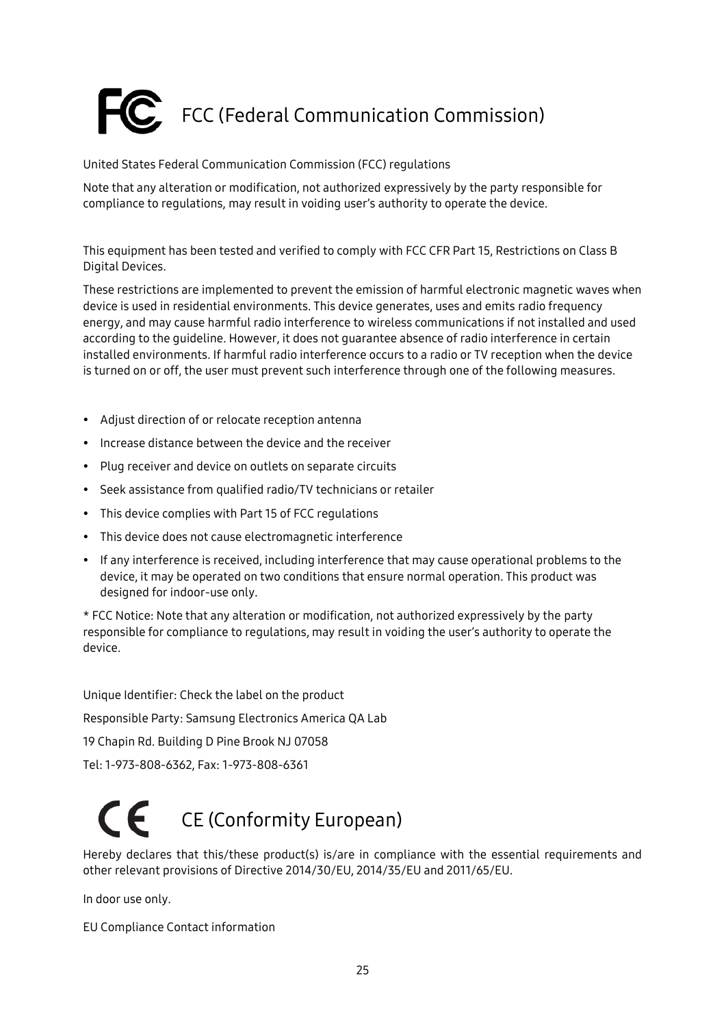# FCC (Federal Communication Commission)

United States Federal Communication Commission (FCC) regulations

Note that any alteration or modification, not authorized expressively by the party responsible for compliance to regulations, may result in voiding user's authority to operate the device.

This equipment has been tested and verified to comply with FCC CFR Part 15, Restrictions on Class B Digital Devices.

These restrictions are implemented to prevent the emission of harmful electronic magnetic waves when device is used in residential environments. This device generates, uses and emits radio frequency energy, and may cause harmful radio interference to wireless communications if not installed and used according to the guideline. However, it does not guarantee absence of radio interference in certain installed environments. If harmful radio interference occurs to a radio or TV reception when the device is turned on or off, the user must prevent such interference through one of the following measures.

- Adjust direction of or relocate reception antenna
- Increase distance between the device and the receiver
- Plug receiver and device on outlets on separate circuits
- Seek assistance from qualified radio/TV technicians or retailer
- This device complies with Part 15 of FCC regulations
- This device does not cause electromagnetic interference
- If any interference is received, including interference that may cause operational problems to the device, it may be operated on two conditions that ensure normal operation. This product was designed for indoor-use only.

* FCC Notice: Note that any alteration or modification, not authorized expressively by the party responsible for compliance to regulations, may result in voiding the user's authority to operate the device.

Unique Identifier: Check the label on the product

Responsible Party: Samsung Electronics America QA Lab

19 Chapin Rd. Building D Pine Brook NJ 07058

Tel: 1-973-808-6362, Fax: 1-973-808-6361

# CE (Conformity European)

Hereby declares that this/these product(s) is/are in compliance with the essential requirements and other relevant provisions of Directive 2014/30/EU, 2014/35/EU and 2011/65/EU.

In door use only.

EU Compliance Contact information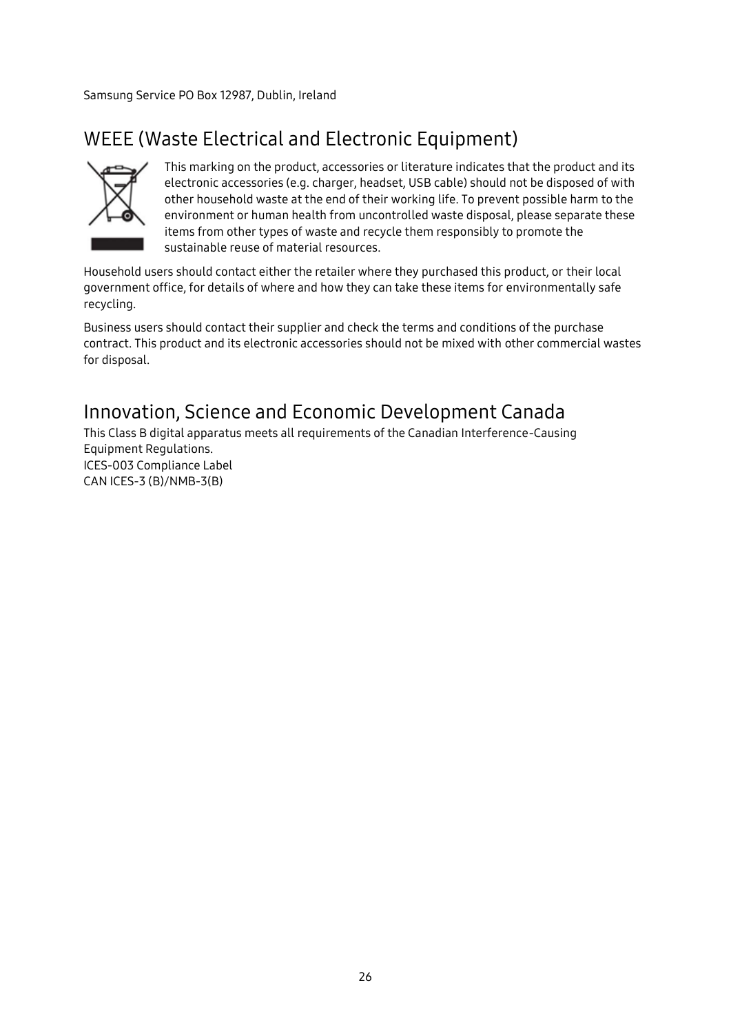Samsung Service PO Box 12987, Dublin, Ireland

## WEEE (Waste Electrical and Electronic Equipment)

This marking on the product, accessories or literature indicates that the product and its electronic accessories (e.g. charger, headset, USB cable) should not be disposed of with other household waste at the end of their working life. To prevent possible harm to the environment or human health from uncontrolled waste disposal, please separate these items from other types of waste and recycle them responsibly to promote the sustainable reuse of material resources.

Household users should contact either the retailer where they purchased this product, or their local government office, for details of where and how they can take these items for environmentally safe recycling.

Business users should contact their supplier and check the terms and conditions of the purchase contract. This product and its electronic accessories should not be mixed with other commercial wastes for disposal.

## Innovation, Science and Economic Development Canada

This Class B digital apparatus meets all requirements of the Canadian Interference-Causing Equipment Regulations.
ICES-003 Compliance Label
CAN ICES-3 (B)/NMB-3(B)